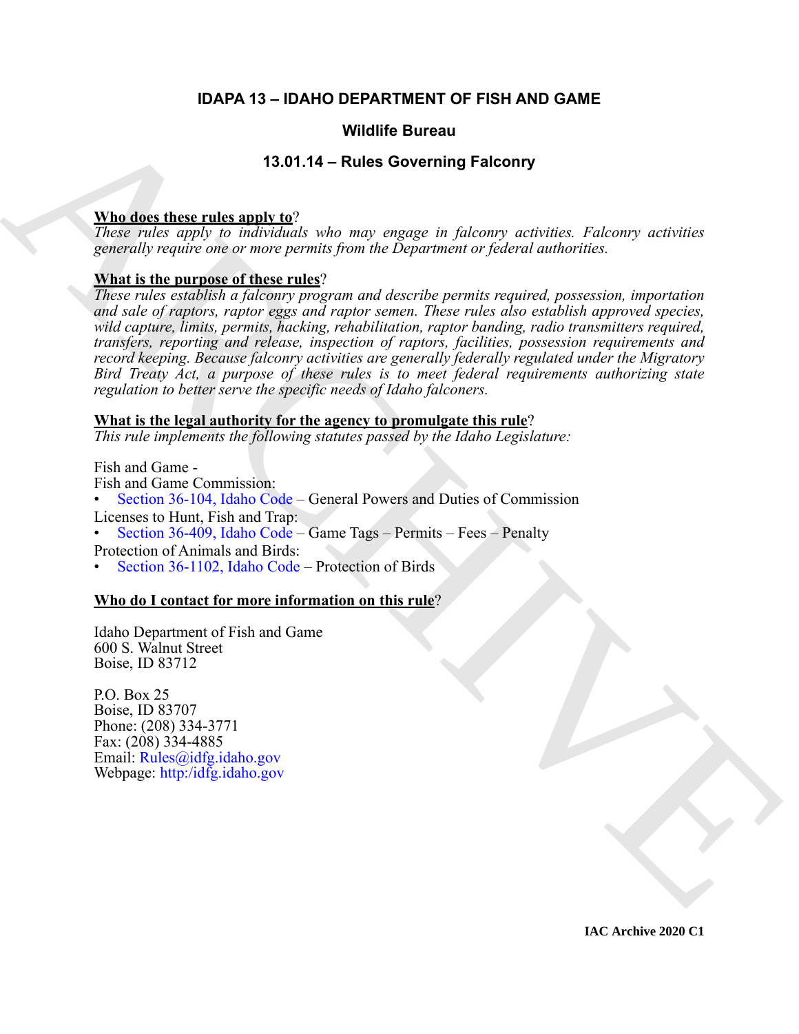# IDAPA 13 – IDAHO DEPARTMENT OF FISH AND GAME

## Wildlife Bureau

## 13.01.14 – Rules Governing Falconry

**Who does these rules apply to?**

*These rules apply to individuals who may engage in falconry activities. Falconry activities generally require one or more permits from the Department or federal authorities.*

**What is the purpose of these rules?**

*These rules establish a falconry program and describe permits required, possession, importation and sale of raptors, raptor eggs and raptor semen. These rules also establish approved species, wild capture, limits, permits, hacking, rehabilitation, raptor banding, radio transmitters required, transfers, reporting and release, inspection of raptors, facilities, possession requirements and record keeping. Because falconry activities are generally federally regulated under the Migratory Bird Treaty Act, a purpose of these rules is to meet federal requirements authorizing state regulation to better serve the specific needs of Idaho falconers.*

**What is the legal authority for the agency to promulgate this rule?**

*This rule implements the following statutes passed by the Idaho Legislature:*

Fish and Game -

Fish and Game Commission:

- Section 36-104, Idaho Code – General Powers and Duties of Commission

Licenses to Hunt, Fish and Trap:

- Section 36-409, Idaho Code – Game Tags – Permits – Fees – Penalty

Protection of Animals and Birds:

- Section 36-1102, Idaho Code – Protection of Birds

**Who do I contact for more information on this rule?**

Idaho Department of Fish and Game
600 S. Walnut Street
Boise, ID 83712

P.O. Box 25
Boise, ID 83707
Phone: (208) 334-3771
Fax: (208) 334-4885
Email: Rules@idfg.idaho.gov
Webpage: http:/idfg.idaho.gov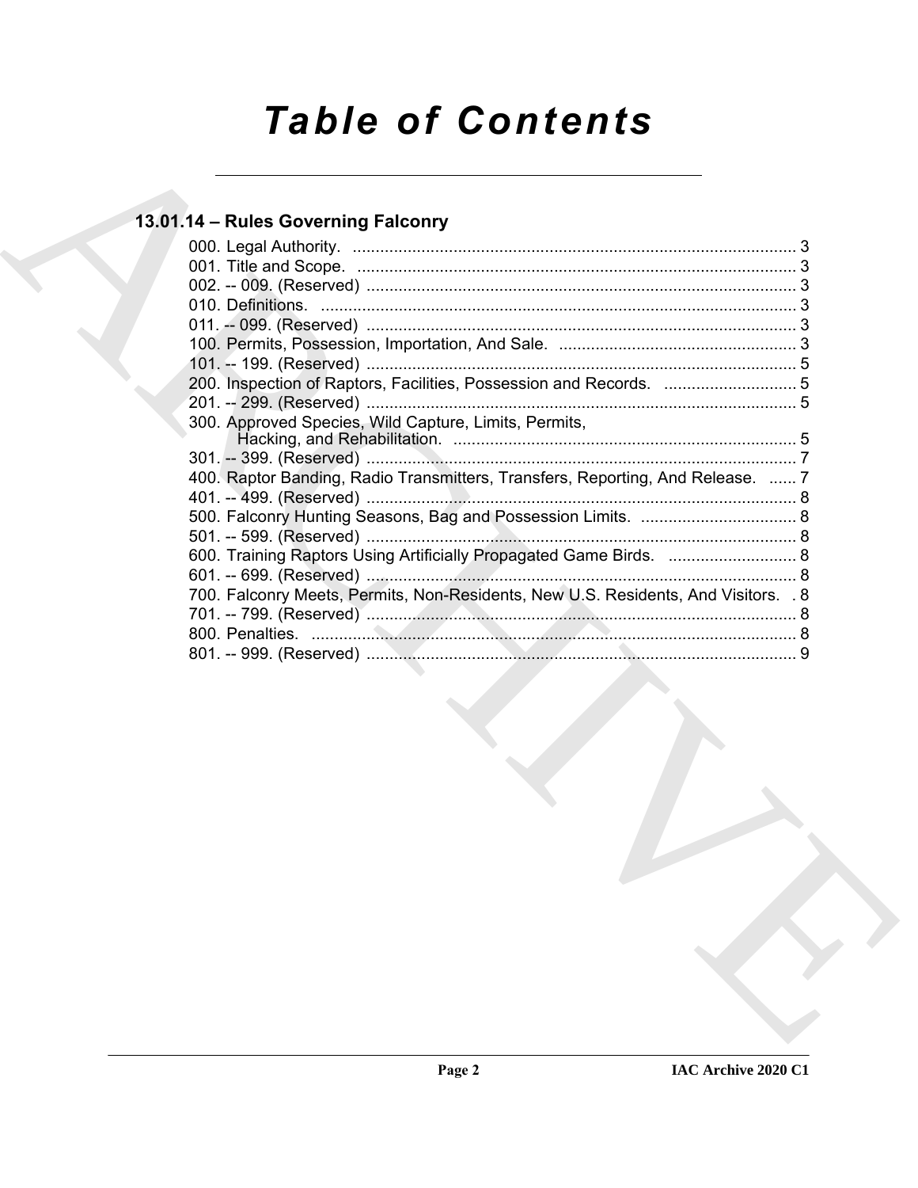# Table of Contents

## 13.01.14 – Rules Governing Falconry

000. Legal Authority. ..................................................................................................... 3
001. Title and Scope. ..................................................................................................... 3
002. -- 009. (Reserved) ................................................................................................. 3
010. Definitions. ............................................................................................................. 3
011. -- 099. (Reserved) ................................................................................................. 3
100. Permits, Possession, Importation, And Sale. ........................................................ 3
101. -- 199. (Reserved) ................................................................................................. 5
200. Inspection of Raptors, Facilities, Possession and Records. ................................ 5
201. -- 299. (Reserved) ................................................................................................. 5
300. Approved Species, Wild Capture, Limits, Permits, Hacking, and Rehabilitation. ........................................................................... 5
301. -- 399. (Reserved) ................................................................................................. 7
400. Raptor Banding, Radio Transmitters, Transfers, Reporting, And Release. ...... 7
401. -- 499. (Reserved) ................................................................................................. 8
500. Falconry Hunting Seasons, Bag and Possession Limits. .................................. 8
501. -- 599. (Reserved) ................................................................................................. 8
600. Training Raptors Using Artificially Propagated Game Birds. ............................ 8
601. -- 699. (Reserved) ................................................................................................. 8
700. Falconry Meets, Permits, Non-Residents, New U.S. Residents, And Visitors. . 8
701. -- 799. (Reserved) ................................................................................................. 8
800. Penalties. ............................................................................................................... 8
801. -- 999. (Reserved) ................................................................................................. 9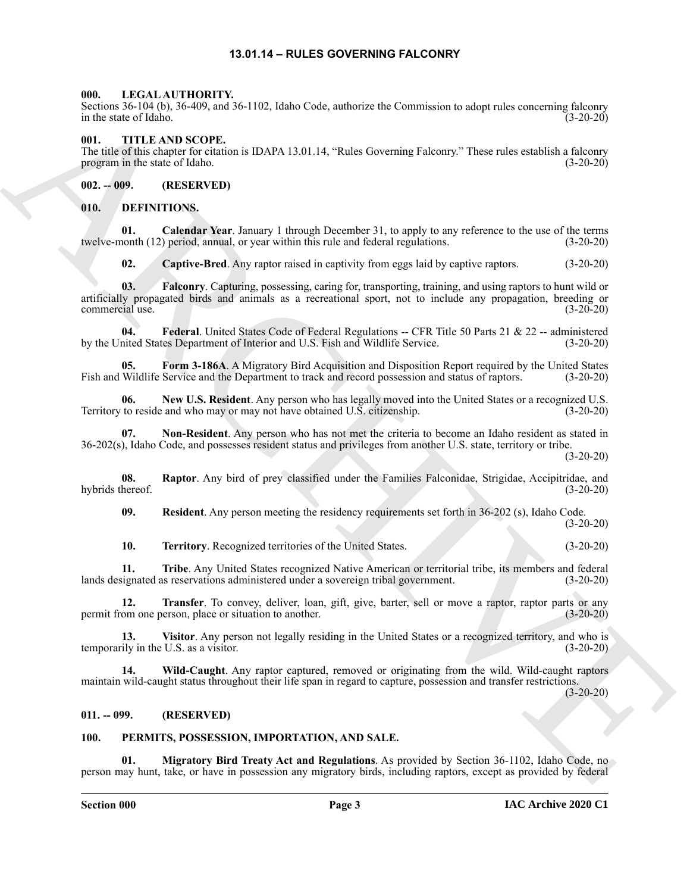# 13.01.14 – RULES GOVERNING FALCONRY

## 000. LEGAL AUTHORITY.

Sections 36-104 (b), 36-409, and 36-1102, Idaho Code, authorize the Commission to adopt rules concerning falconry in the state of Idaho. (3-20-20)

## 001. TITLE AND SCOPE.

The title of this chapter for citation is IDAPA 13.01.14, "Rules Governing Falconry." These rules establish a falconry program in the state of Idaho. (3-20-20)

## 002. -- 009. (RESERVED)

## 010. DEFINITIONS.

**01. Calendar Year**. January 1 through December 31, to apply to any reference to the use of the terms twelve-month (12) period, annual, or year within this rule and federal regulations. (3-20-20)

**02. Captive-Bred**. Any raptor raised in captivity from eggs laid by captive raptors. (3-20-20)

**03. Falconry**. Capturing, possessing, caring for, transporting, training, and using raptors to hunt wild or artificially propagated birds and animals as a recreational sport, not to include any propagation, breeding or commercial use. (3-20-20)

**04. Federal**. United States Code of Federal Regulations -- CFR Title 50 Parts 21 & 22 -- administered by the United States Department of Interior and U.S. Fish and Wildlife Service. (3-20-20)

**05. Form 3-186A**. A Migratory Bird Acquisition and Disposition Report required by the United States Fish and Wildlife Service and the Department to track and record possession and status of raptors. (3-20-20)

**06. New U.S. Resident**. Any person who has legally moved into the United States or a recognized U.S. Territory to reside and who may or may not have obtained U.S. citizenship. (3-20-20)

**07. Non-Resident**. Any person who has not met the criteria to become an Idaho resident as stated in 36-202(s), Idaho Code, and possesses resident status and privileges from another U.S. state, territory or tribe. (3-20-20)

**08. Raptor**. Any bird of prey classified under the Families Falconidae, Strigidae, Accipitridae, and hybrids thereof. (3-20-20)

**09. Resident**. Any person meeting the residency requirements set forth in 36-202 (s), Idaho Code. (3-20-20)

**10. Territory**. Recognized territories of the United States. (3-20-20)

**11. Tribe**. Any United States recognized Native American or territorial tribe, its members and federal lands designated as reservations administered under a sovereign tribal government. (3-20-20)

**12. Transfer**. To convey, deliver, loan, gift, give, barter, sell or move a raptor, raptor parts or any permit from one person, place or situation to another. (3-20-20)

**13. Visitor**. Any person not legally residing in the United States or a recognized territory, and who is temporarily in the U.S. as a visitor. (3-20-20)

**14. Wild-Caught**. Any raptor captured, removed or originating from the wild. Wild-caught raptors maintain wild-caught status throughout their life span in regard to capture, possession and transfer restrictions. (3-20-20)

## 011. -- 099. (RESERVED)

## 100. PERMITS, POSSESSION, IMPORTATION, AND SALE.

**01. Migratory Bird Treaty Act and Regulations**. As provided by Section 36-1102, Idaho Code, no person may hunt, take, or have in possession any migratory birds, including raptors, except as provided by federal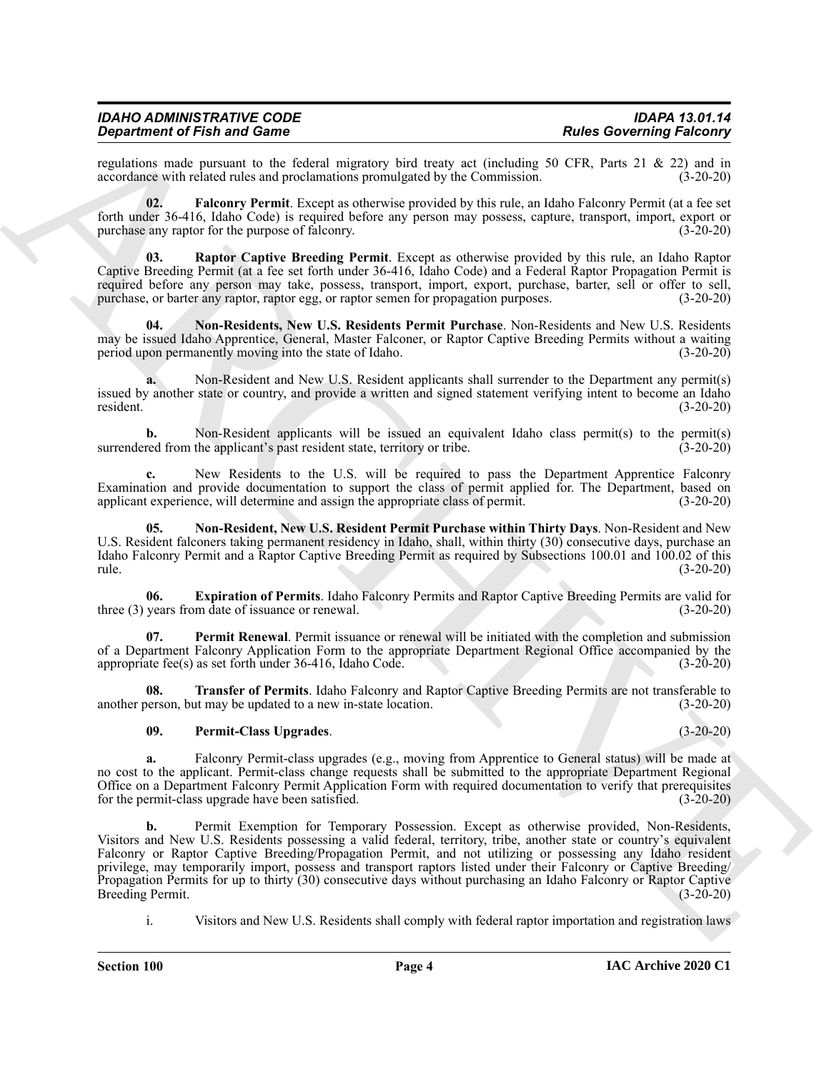regulations made pursuant to the federal migratory bird treaty act (including 50 CFR, Parts 21 & 22) and in accordance with related rules and proclamations promulgated by the Commission. (3-20-20)

**02. Falconry Permit**. Except as otherwise provided by this rule, an Idaho Falconry Permit (at a fee set forth under 36-416, Idaho Code) is required before any person may possess, capture, transport, import, export or purchase any raptor for the purpose of falconry. (3-20-20)

**03. Raptor Captive Breeding Permit**. Except as otherwise provided by this rule, an Idaho Raptor Captive Breeding Permit (at a fee set forth under 36-416, Idaho Code) and a Federal Raptor Propagation Permit is required before any person may take, possess, transport, import, export, purchase, barter, sell or offer to sell, purchase, or barter any raptor, raptor egg, or raptor semen for propagation purposes. (3-20-20)

**04. Non-Residents, New U.S. Residents Permit Purchase**. Non-Residents and New U.S. Residents may be issued Idaho Apprentice, General, Master Falconer, or Raptor Captive Breeding Permits without a waiting period upon permanently moving into the state of Idaho. (3-20-20)

**a.** Non-Resident and New U.S. Resident applicants shall surrender to the Department any permit(s) issued by another state or country, and provide a written and signed statement verifying intent to become an Idaho resident. (3-20-20)

**b.** Non-Resident applicants will be issued an equivalent Idaho class permit(s) to the permit(s) surrendered from the applicant's past resident state, territory or tribe. (3-20-20)

**c.** New Residents to the U.S. will be required to pass the Department Apprentice Falconry Examination and provide documentation to support the class of permit applied for. The Department, based on applicant experience, will determine and assign the appropriate class of permit. (3-20-20)

**05. Non-Resident, New U.S. Resident Permit Purchase within Thirty Days**. Non-Resident and New U.S. Resident falconers taking permanent residency in Idaho, shall, within thirty (30) consecutive days, purchase an Idaho Falconry Permit and a Raptor Captive Breeding Permit as required by Subsections 100.01 and 100.02 of this rule. (3-20-20)

**06. Expiration of Permits**. Idaho Falconry Permits and Raptor Captive Breeding Permits are valid for three (3) years from date of issuance or renewal. (3-20-20)

**07. Permit Renewal**. Permit issuance or renewal will be initiated with the completion and submission of a Department Falconry Application Form to the appropriate Department Regional Office accompanied by the appropriate fee(s) as set forth under 36-416, Idaho Code. (3-20-20)

**08. Transfer of Permits**. Idaho Falconry and Raptor Captive Breeding Permits are not transferable to another person, but may be updated to a new in-state location. (3-20-20)

**09. Permit-Class Upgrades**. (3-20-20)

**a.** Falconry Permit-class upgrades (e.g., moving from Apprentice to General status) will be made at no cost to the applicant. Permit-class change requests shall be submitted to the appropriate Department Regional Office on a Department Falconry Permit Application Form with required documentation to verify that prerequisites for the permit-class upgrade have been satisfied. (3-20-20)

**b.** Permit Exemption for Temporary Possession. Except as otherwise provided, Non-Residents, Visitors and New U.S. Residents possessing a valid federal, territory, tribe, another state or country's equivalent Falconry or Raptor Captive Breeding/Propagation Permit, and not utilizing or possessing any Idaho resident privilege, may temporarily import, possess and transport raptors listed under their Falconry or Captive Breeding/Propagation Permits for up to thirty (30) consecutive days without purchasing an Idaho Falconry or Raptor Captive Breeding Permit. (3-20-20)

i. Visitors and New U.S. Residents shall comply with federal raptor importation and registration laws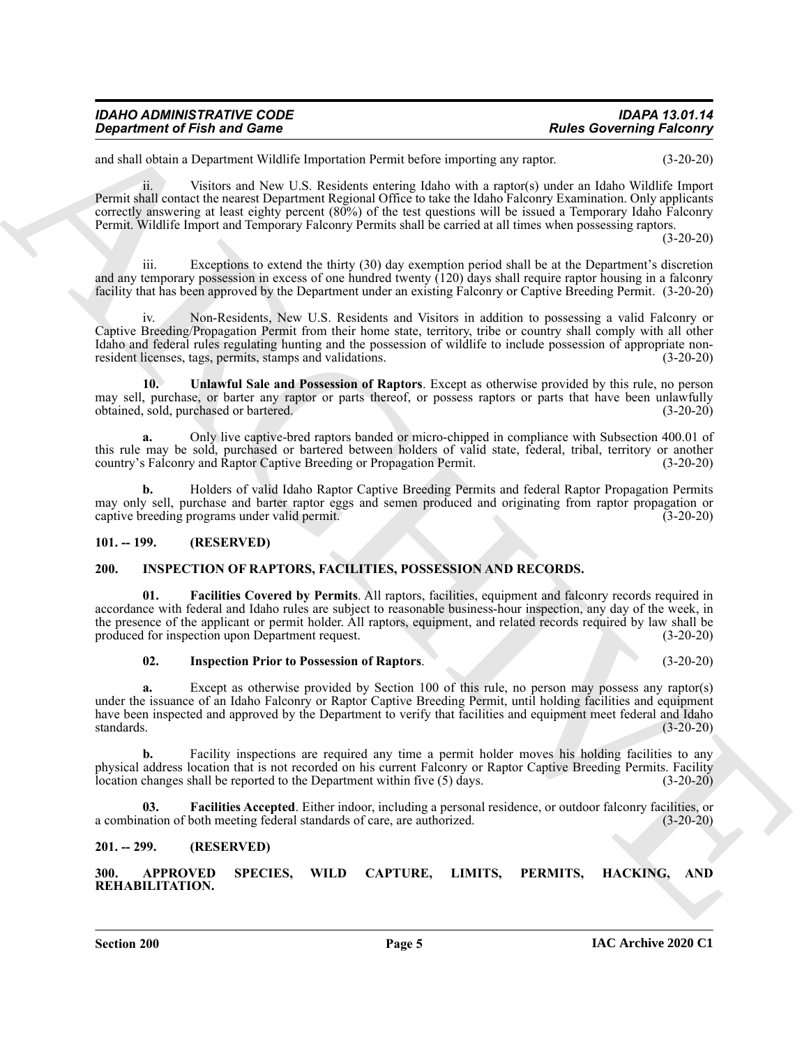and shall obtain a Department Wildlife Importation Permit before importing any raptor. (3-20-20)

ii. Visitors and New U.S. Residents entering Idaho with a raptor(s) under an Idaho Wildlife Import Permit shall contact the nearest Department Regional Office to take the Idaho Falconry Examination. Only applicants correctly answering at least eighty percent (80%) of the test questions will be issued a Temporary Idaho Falconry Permit. Wildlife Import and Temporary Falconry Permits shall be carried at all times when possessing raptors. (3-20-20)

iii. Exceptions to extend the thirty (30) day exemption period shall be at the Department's discretion and any temporary possession in excess of one hundred twenty (120) days shall require raptor housing in a falconry facility that has been approved by the Department under an existing Falconry or Captive Breeding Permit. (3-20-20)

iv. Non-Residents, New U.S. Residents and Visitors in addition to possessing a valid Falconry or Captive Breeding/Propagation Permit from their home state, territory, tribe or country shall comply with all other Idaho and federal rules regulating hunting and the possession of wildlife to include possession of appropriate non-resident licenses, tags, permits, stamps and validations. (3-20-20)

**10. Unlawful Sale and Possession of Raptors**. Except as otherwise provided by this rule, no person may sell, purchase, or barter any raptor or parts thereof, or possess raptors or parts that have been unlawfully obtained, sold, purchased or bartered. (3-20-20)

**a.** Only live captive-bred raptors banded or micro-chipped in compliance with Subsection 400.01 of this rule may be sold, purchased or bartered between holders of valid state, federal, tribal, territory or another country's Falconry and Raptor Captive Breeding or Propagation Permit. (3-20-20)

**b.** Holders of valid Idaho Raptor Captive Breeding Permits and federal Raptor Propagation Permits may only sell, purchase and barter raptor eggs and semen produced and originating from raptor propagation or captive breeding programs under valid permit. (3-20-20)

## 101. -- 199. (RESERVED)

## 200. INSPECTION OF RAPTORS, FACILITIES, POSSESSION AND RECORDS.

**01. Facilities Covered by Permits**. All raptors, facilities, equipment and falconry records required in accordance with federal and Idaho rules are subject to reasonable business-hour inspection, any day of the week, in the presence of the applicant or permit holder. All raptors, equipment, and related records required by law shall be produced for inspection upon Department request. (3-20-20)

**02. Inspection Prior to Possession of Raptors**. (3-20-20)

**a.** Except as otherwise provided by Section 100 of this rule, no person may possess any raptor(s) under the issuance of an Idaho Falconry or Raptor Captive Breeding Permit, until holding facilities and equipment have been inspected and approved by the Department to verify that facilities and equipment meet federal and Idaho standards. (3-20-20)

**b.** Facility inspections are required any time a permit holder moves his holding facilities to any physical address location that is not recorded on his current Falconry or Raptor Captive Breeding Permits. Facility location changes shall be reported to the Department within five (5) days. (3-20-20)

**03. Facilities Accepted**. Either indoor, including a personal residence, or outdoor falconry facilities, or a combination of both meeting federal standards of care, are authorized. (3-20-20)

## 201. -- 299. (RESERVED)

## 300. APPROVED SPECIES, WILD CAPTURE, LIMITS, PERMITS, HACKING, AND REHABILITATION.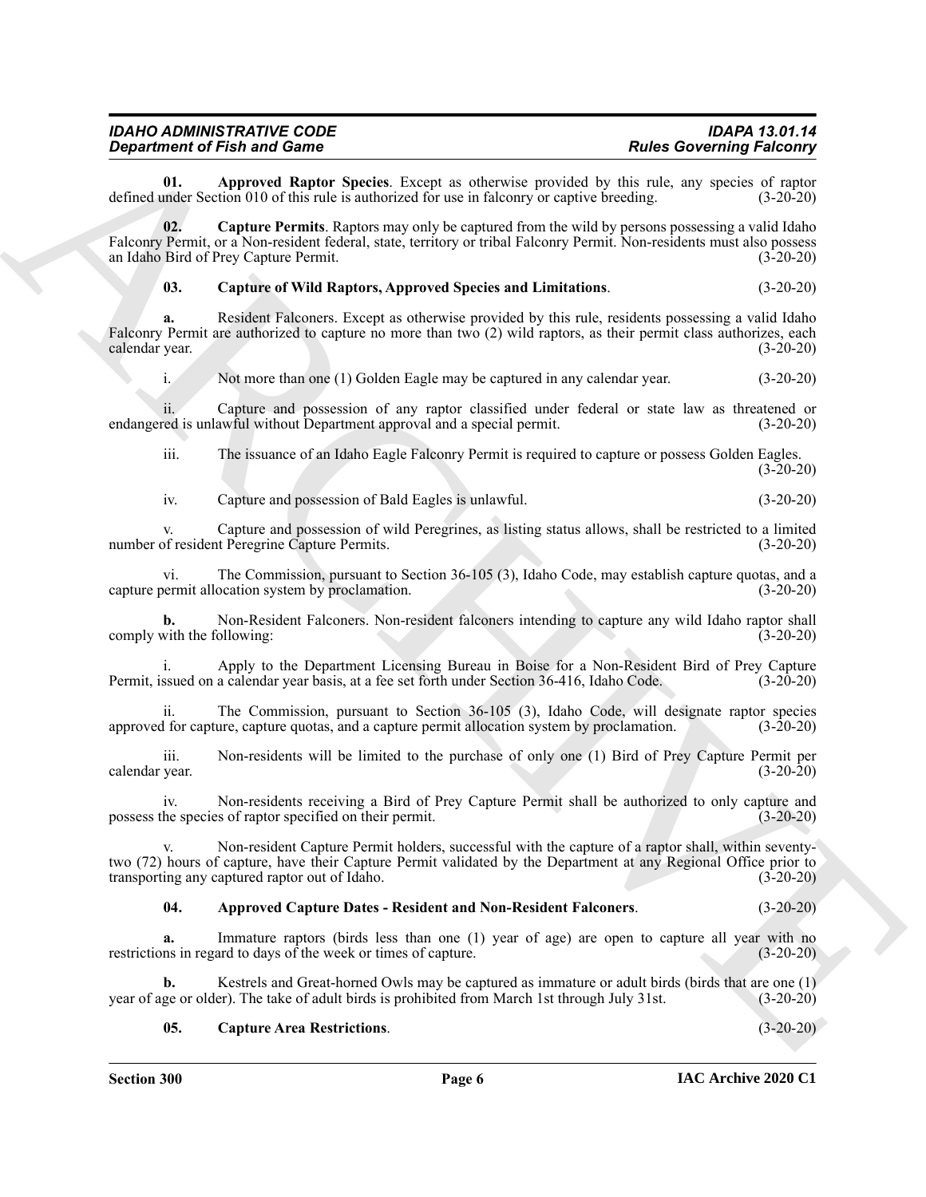**01. Approved Raptor Species**. Except as otherwise provided by this rule, any species of raptor defined under Section 010 of this rule is authorized for use in falconry or captive breeding. (3-20-20)

**02. Capture Permits**. Raptors may only be captured from the wild by persons possessing a valid Idaho Falconry Permit, or a Non-resident federal, state, territory or tribal Falconry Permit. Non-residents must also possess an Idaho Bird of Prey Capture Permit. (3-20-20)

**03. Capture of Wild Raptors, Approved Species and Limitations**. (3-20-20)

**a.** Resident Falconers. Except as otherwise provided by this rule, residents possessing a valid Idaho Falconry Permit are authorized to capture no more than two (2) wild raptors, as their permit class authorizes, each calendar year. (3-20-20)

i. Not more than one (1) Golden Eagle may be captured in any calendar year. (3-20-20)

ii. Capture and possession of any raptor classified under federal or state law as threatened or endangered is unlawful without Department approval and a special permit. (3-20-20)

iii. The issuance of an Idaho Eagle Falconry Permit is required to capture or possess Golden Eagles. (3-20-20)

iv. Capture and possession of Bald Eagles is unlawful. (3-20-20)

v. Capture and possession of wild Peregrines, as listing status allows, shall be restricted to a limited number of resident Peregrine Capture Permits. (3-20-20)

vi. The Commission, pursuant to Section 36-105 (3), Idaho Code, may establish capture quotas, and a capture permit allocation system by proclamation. (3-20-20)

**b.** Non-Resident Falconers. Non-resident falconers intending to capture any wild Idaho raptor shall comply with the following: (3-20-20)

i. Apply to the Department Licensing Bureau in Boise for a Non-Resident Bird of Prey Capture Permit, issued on a calendar year basis, at a fee set forth under Section 36-416, Idaho Code. (3-20-20)

ii. The Commission, pursuant to Section 36-105 (3), Idaho Code, will designate raptor species approved for capture, capture quotas, and a capture permit allocation system by proclamation. (3-20-20)

iii. Non-residents will be limited to the purchase of only one (1) Bird of Prey Capture Permit per calendar year. (3-20-20)

iv. Non-residents receiving a Bird of Prey Capture Permit shall be authorized to only capture and possess the species of raptor specified on their permit. (3-20-20)

v. Non-resident Capture Permit holders, successful with the capture of a raptor shall, within seventy-two (72) hours of capture, have their Capture Permit validated by the Department at any Regional Office prior to transporting any captured raptor out of Idaho. (3-20-20)

**04. Approved Capture Dates - Resident and Non-Resident Falconers**. (3-20-20)

**a.** Immature raptors (birds less than one (1) year of age) are open to capture all year with no restrictions in regard to days of the week or times of capture. (3-20-20)

**b.** Kestrels and Great-horned Owls may be captured as immature or adult birds (birds that are one (1) year of age or older). The take of adult birds is prohibited from March 1st through July 31st. (3-20-20)

**05. Capture Area Restrictions**. (3-20-20)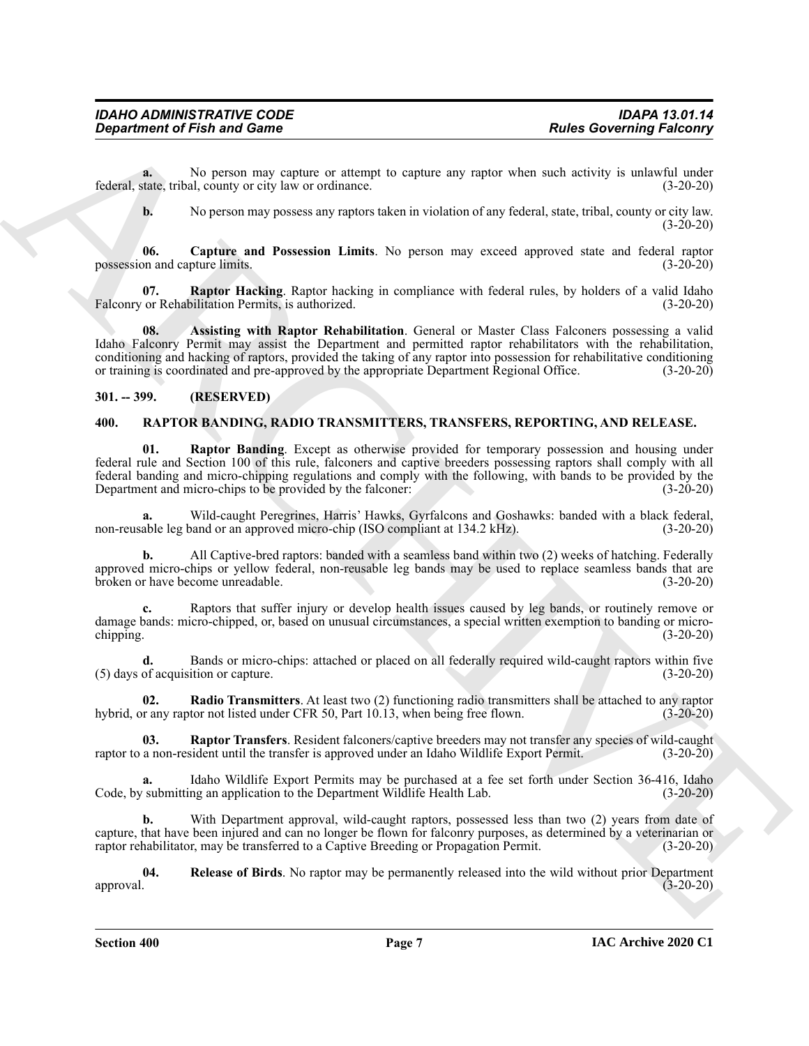**a.** No person may capture or attempt to capture any raptor when such activity is unlawful under federal, state, tribal, county or city law or ordinance. (3-20-20)

**b.** No person may possess any raptors taken in violation of any federal, state, tribal, county or city law. (3-20-20)

**06. Capture and Possession Limits**. No person may exceed approved state and federal raptor possession and capture limits. (3-20-20)

**07. Raptor Hacking**. Raptor hacking in compliance with federal rules, by holders of a valid Idaho Falconry or Rehabilitation Permits, is authorized. (3-20-20)

**08. Assisting with Raptor Rehabilitation**. General or Master Class Falconers possessing a valid Idaho Falconry Permit may assist the Department and permitted raptor rehabilitators with the rehabilitation, conditioning and hacking of raptors, provided the taking of any raptor into possession for rehabilitative conditioning or training is coordinated and pre-approved by the appropriate Department Regional Office. (3-20-20)

## 301. -- 399. (RESERVED)

## 400. RAPTOR BANDING, RADIO TRANSMITTERS, TRANSFERS, REPORTING, AND RELEASE.

**01. Raptor Banding**. Except as otherwise provided for temporary possession and housing under federal rule and Section 100 of this rule, falconers and captive breeders possessing raptors shall comply with all federal banding and micro-chipping regulations and comply with the following, with bands to be provided by the Department and micro-chips to be provided by the falconer: (3-20-20)

**a.** Wild-caught Peregrines, Harris' Hawks, Gyrfalcons and Goshawks: banded with a black federal, non-reusable leg band or an approved micro-chip (ISO compliant at 134.2 kHz). (3-20-20)

**b.** All Captive-bred raptors: banded with a seamless band within two (2) weeks of hatching. Federally approved micro-chips or yellow federal, non-reusable leg bands may be used to replace seamless bands that are broken or have become unreadable. (3-20-20)

**c.** Raptors that suffer injury or develop health issues caused by leg bands, or routinely remove or damage bands: micro-chipped, or, based on unusual circumstances, a special written exemption to banding or micro-chipping. (3-20-20)

**d.** Bands or micro-chips: attached or placed on all federally required wild-caught raptors within five (5) days of acquisition or capture. (3-20-20)

**02. Radio Transmitters**. At least two (2) functioning radio transmitters shall be attached to any raptor hybrid, or any raptor not listed under CFR 50, Part 10.13, when being free flown. (3-20-20)

**03. Raptor Transfers**. Resident falconers/captive breeders may not transfer any species of wild-caught raptor to a non-resident until the transfer is approved under an Idaho Wildlife Export Permit. (3-20-20)

**a.** Idaho Wildlife Export Permits may be purchased at a fee set forth under Section 36-416, Idaho Code, by submitting an application to the Department Wildlife Health Lab. (3-20-20)

**b.** With Department approval, wild-caught raptors, possessed less than two (2) years from date of capture, that have been injured and can no longer be flown for falconry purposes, as determined by a veterinarian or raptor rehabilitator, may be transferred to a Captive Breeding or Propagation Permit. (3-20-20)

**04. Release of Birds**. No raptor may be permanently released into the wild without prior Department approval. (3-20-20)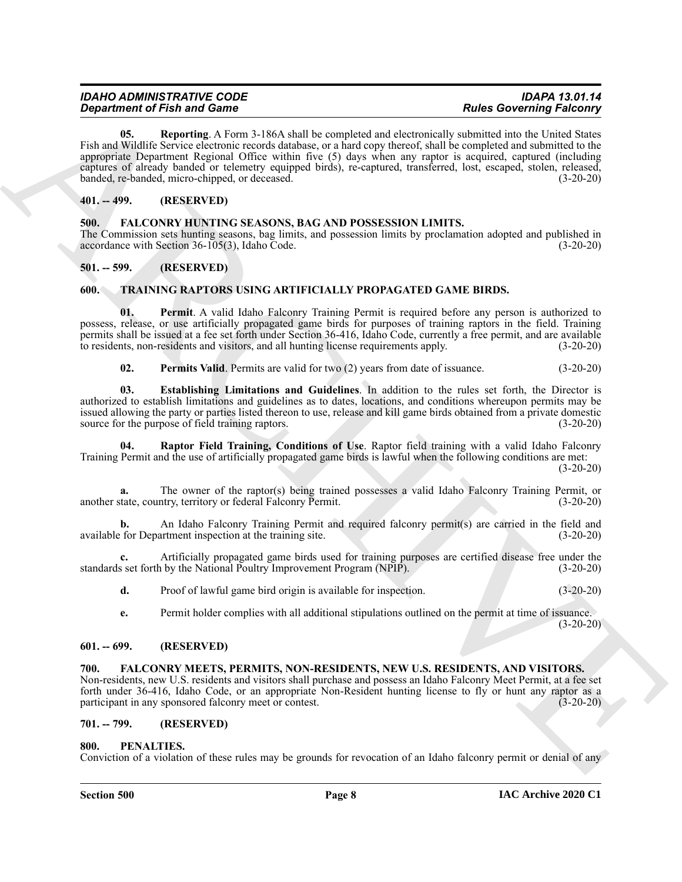**05. Reporting**. A Form 3-186A shall be completed and electronically submitted into the United States Fish and Wildlife Service electronic records database, or a hard copy thereof, shall be completed and submitted to the appropriate Department Regional Office within five (5) days when any raptor is acquired, captured (including captures of already banded or telemetry equipped birds), re-captured, transferred, lost, escaped, stolen, released, banded, re-banded, micro-chipped, or deceased. (3-20-20)

## 401. -- 499. (RESERVED)

## 500. FALCONRY HUNTING SEASONS, BAG AND POSSESSION LIMITS.

The Commission sets hunting seasons, bag limits, and possession limits by proclamation adopted and published in accordance with Section 36-105(3), Idaho Code. (3-20-20)

## 501. -- 599. (RESERVED)

## 600. TRAINING RAPTORS USING ARTIFICIALLY PROPAGATED GAME BIRDS.

**01. Permit**. A valid Idaho Falconry Training Permit is required before any person is authorized to possess, release, or use artificially propagated game birds for purposes of training raptors in the field. Training permits shall be issued at a fee set forth under Section 36-416, Idaho Code, currently a free permit, and are available to residents, non-residents and visitors, and all hunting license requirements apply. (3-20-20)

**02. Permits Valid**. Permits are valid for two (2) years from date of issuance. (3-20-20)

**03. Establishing Limitations and Guidelines**. In addition to the rules set forth, the Director is authorized to establish limitations and guidelines as to dates, locations, and conditions whereupon permits may be issued allowing the party or parties listed thereon to use, release and kill game birds obtained from a private domestic source for the purpose of field training raptors. (3-20-20)

**04. Raptor Field Training, Conditions of Use**. Raptor field training with a valid Idaho Falconry Training Permit and the use of artificially propagated game birds is lawful when the following conditions are met: (3-20-20)

**a.** The owner of the raptor(s) being trained possesses a valid Idaho Falconry Training Permit, or another state, country, territory or federal Falconry Permit. (3-20-20)

**b.** An Idaho Falconry Training Permit and required falconry permit(s) are carried in the field and available for Department inspection at the training site. (3-20-20)

**c.** Artificially propagated game birds used for training purposes are certified disease free under the standards set forth by the National Poultry Improvement Program (NPIP). (3-20-20)

**d.** Proof of lawful game bird origin is available for inspection. (3-20-20)

**e.** Permit holder complies with all additional stipulations outlined on the permit at time of issuance. (3-20-20)

## 601. -- 699. (RESERVED)

## 700. FALCONRY MEETS, PERMITS, NON-RESIDENTS, NEW U.S. RESIDENTS, AND VISITORS.

Non-residents, new U.S. residents and visitors shall purchase and possess an Idaho Falconry Meet Permit, at a fee set forth under 36-416, Idaho Code, or an appropriate Non-Resident hunting license to fly or hunt any raptor as a participant in any sponsored falconry meet or contest. (3-20-20)

## 701. -- 799. (RESERVED)

## 800. PENALTIES.

Conviction of a violation of these rules may be grounds for revocation of an Idaho falconry permit or denial of any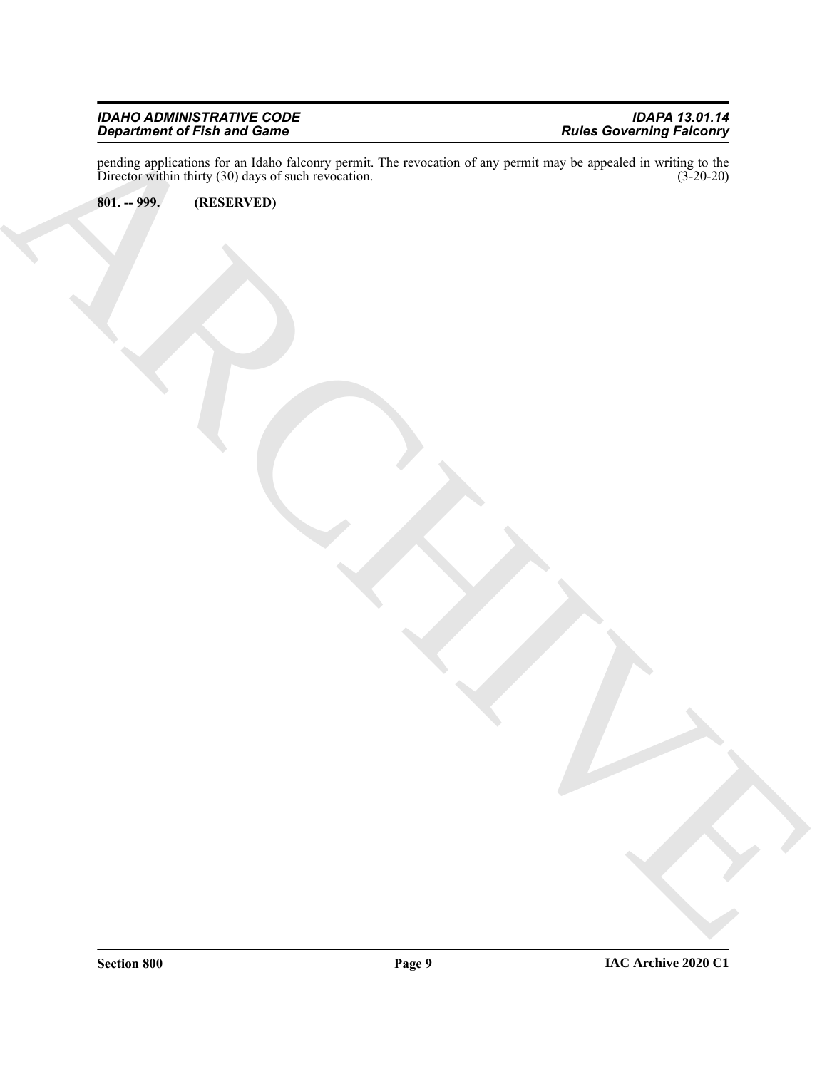pending applications for an Idaho falconry permit. The revocation of any permit may be appealed in writing to the Director within thirty (30) days of such revocation. (3-20-20)

**801. -- 999. (RESERVED)**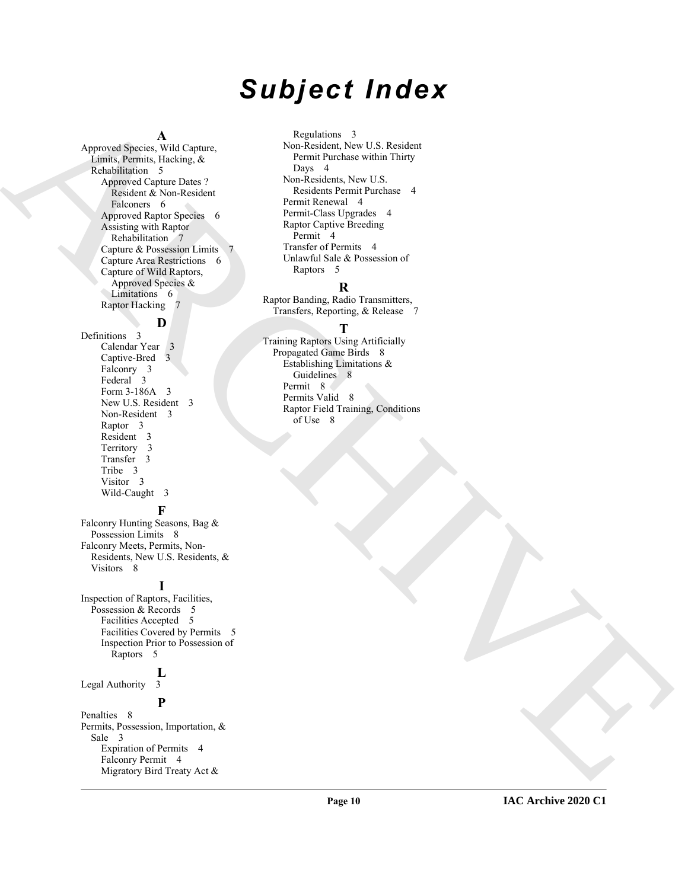# Subject Index

**A**

Approved Species, Wild Capture, Limits, Permits, Hacking, & Rehabilitation 5
- Approved Capture Dates ? Resident & Non-Resident Falconers 6
- Approved Raptor Species 6
- Assisting with Raptor Rehabilitation 7
- Capture & Possession Limits 7
- Capture Area Restrictions 6
- Capture of Wild Raptors, Approved Species & Limitations 6
- Raptor Hacking 7

**D**

Definitions 3
- Calendar Year 3
- Captive-Bred 3
- Falconry 3
- Federal 3
- Form 3-186A 3
- New U.S. Resident 3
- Non-Resident 3
- Raptor 3
- Resident 3
- Territory 3
- Transfer 3
- Tribe 3
- Visitor 3
- Wild-Caught 3

**F**

Falconry Hunting Seasons, Bag & Possession Limits 8

Falconry Meets, Permits, Non-Residents, New U.S. Residents, & Visitors 8

**I**

Inspection of Raptors, Facilities, Possession & Records 5
- Facilities Accepted 5
- Facilities Covered by Permits 5
- Inspection Prior to Possession of Raptors 5

**L**

Legal Authority 3

**P**

Penalties 8

Permits, Possession, Importation, & Sale 3
- Expiration of Permits 4
- Falconry Permit 4
- Migratory Bird Treaty Act & Regulations 3
- Non-Resident, New U.S. Resident Permit Purchase within Thirty Days 4
- Non-Residents, New U.S. Residents Permit Purchase 4
- Permit Renewal 4
- Permit-Class Upgrades 4
- Raptor Captive Breeding Permit 4
- Transfer of Permits 4
- Unlawful Sale & Possession of Raptors 5

**R**

Raptor Banding, Radio Transmitters, Transfers, Reporting, & Release 7

**T**

Training Raptors Using Artificially Propagated Game Birds 8
- Establishing Limitations & Guidelines 8
- Permit 8
- Permits Valid 8
- Raptor Field Training, Conditions of Use 8